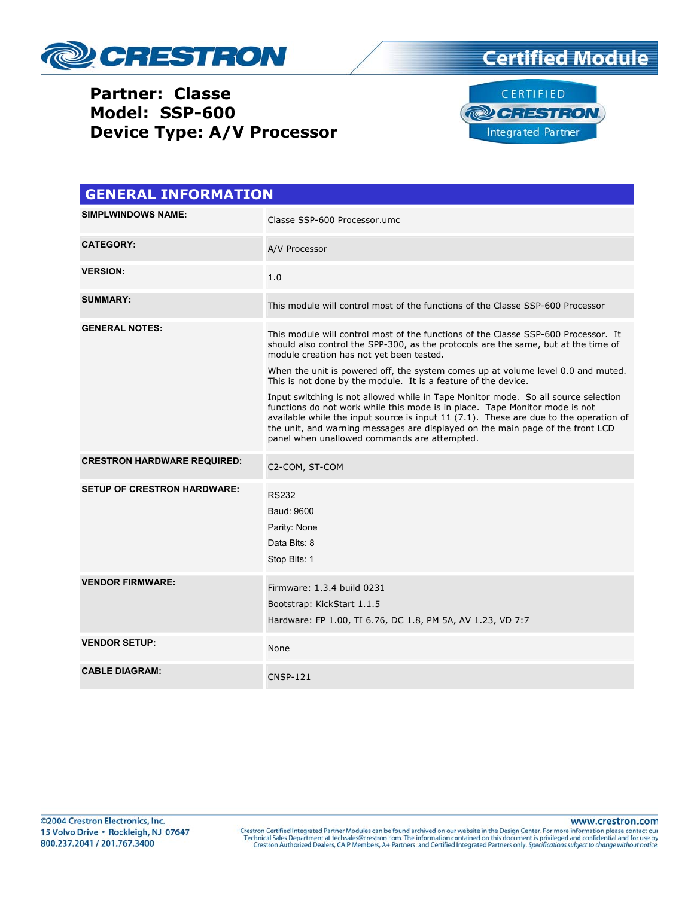# CRESTRON

**Certified Module**

**Partner: Classe**
**Model: SSP-600**
**Device Type: A/V Processor**

CERTIFIED CRESTRON Integrated Partner

## GENERAL INFORMATION

| | |
|---|---|
| **SIMPLWINDOWS NAME:** | Classe SSP-600 Processor.umc |
| **CATEGORY:** | A/V Processor |
| **VERSION:** | 1.0 |
| **SUMMARY:** | This module will control most of the functions of the Classe SSP-600 Processor |
| **GENERAL NOTES:** | This module will control most of the functions of the Classe SSP-600 Processor. It should also control the SPP-300, as the protocols are the same, but at the time of module creation has not yet been tested.<br><br>When the unit is powered off, the system comes up at volume level 0.0 and muted. This is not done by the module. It is a feature of the device.<br><br>Input switching is not allowed while in Tape Monitor mode. So all source selection functions do not work while this mode is in place. Tape Monitor mode is not available while the input source is input 11 (7.1). These are due to the operation of the unit, and warning messages are displayed on the main page of the front LCD panel when unallowed commands are attempted. |
| **CRESTRON HARDWARE REQUIRED:** | C2-COM, ST-COM |
| **SETUP OF CRESTRON HARDWARE:** | RS232<br>Baud: 9600<br>Parity: None<br>Data Bits: 8<br>Stop Bits: 1 |
| **VENDOR FIRMWARE:** | Firmware: 1.3.4 build 0231<br>Bootstrap: KickStart 1.1.5<br>Hardware: FP 1.00, TI 6.76, DC 1.8, PM 5A, AV 1.23, VD 7:7 |
| **VENDOR SETUP:** | None |
| **CABLE DIAGRAM:** | CNSP-121 |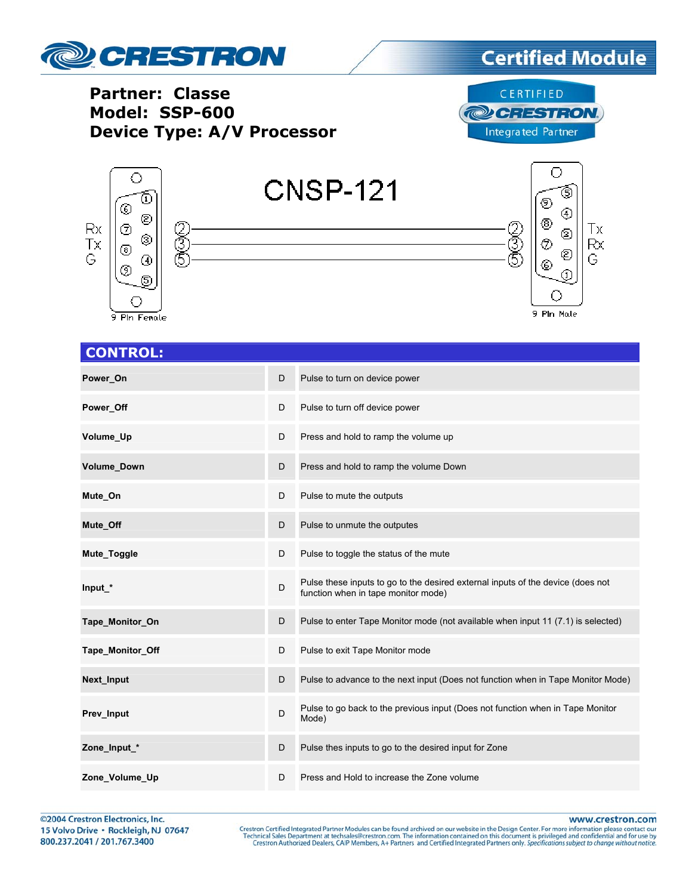**Partner: Classe**
**Model: SSP-600**
**Device Type: A/V Processor**

CERTIFIED CRESTRON Integrated Partner

CNSP-121

| 9 Pin Female | | | 9 Pin Male |
|---|---|---|---|
| Rx | 2 | 2 | Tx |
| Tx | 3 | 3 | Rx |
| G | 5 | 5 | G |

## CONTROL:

| | | |
|---|---|---|
| **Power_On** | D | Pulse to turn on device power |
| **Power_Off** | D | Pulse to turn off device power |
| **Volume_Up** | D | Press and hold to ramp the volume up |
| **Volume_Down** | D | Press and hold to ramp the volume Down |
| **Mute_On** | D | Pulse to mute the outputs |
| **Mute_Off** | D | Pulse to unmute the outputes |
| **Mute_Toggle** | D | Pulse to toggle the status of the mute |
| **Input_*** | D | Pulse these inputs to go to the desired external inputs of the device (does not function when in tape monitor mode) |
| **Tape_Monitor_On** | D | Pulse to enter Tape Monitor mode (not available when input 11 (7.1) is selected) |
| **Tape_Monitor_Off** | D | Pulse to exit Tape Monitor mode |
| **Next_Input** | D | Pulse to advance to the next input (Does not function when in Tape Monitor Mode) |
| **Prev_Input** | D | Pulse to go back to the previous input (Does not function when in Tape Monitor Mode) |
| **Zone_Input_*** | D | Pulse thes inputs to go to the desired input for Zone |
| **Zone_Volume_Up** | D | Press and Hold to increase the Zone volume |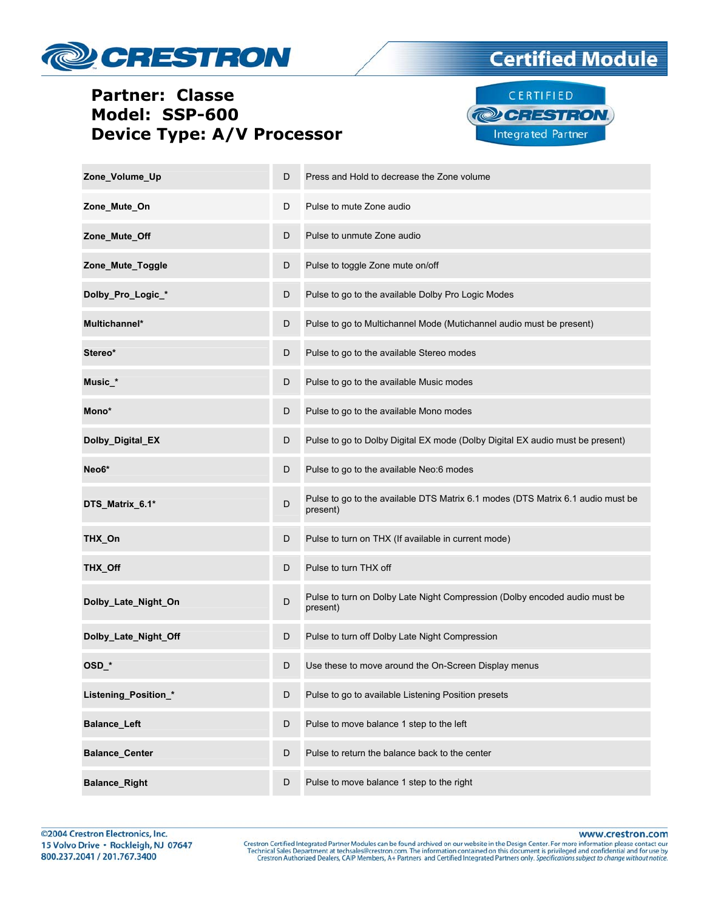**Partner: Classe**
**Model: SSP-600**
**Device Type: A/V Processor**

| | | |
|---|---|---|
| **Zone_Volume_Up** | D | Press and Hold to decrease the Zone volume |
| **Zone_Mute_On** | D | Pulse to mute Zone audio |
| **Zone_Mute_Off** | D | Pulse to unmute Zone audio |
| **Zone_Mute_Toggle** | D | Pulse to toggle Zone mute on/off |
| **Dolby_Pro_Logic_*** | D | Pulse to go to the available Dolby Pro Logic Modes |
| **Multichannel*** | D | Pulse to go to Multichannel Mode (Mutichannel audio must be present) |
| **Stereo*** | D | Pulse to go to the available Stereo modes |
| **Music_*** | D | Pulse to go to the available Music modes |
| **Mono*** | D | Pulse to go to the available Mono modes |
| **Dolby_Digital_EX** | D | Pulse to go to Dolby Digital EX mode (Dolby Digital EX audio must be present) |
| **Neo6*** | D | Pulse to go to the available Neo:6 modes |
| **DTS_Matrix_6.1*** | D | Pulse to go to the available DTS Matrix 6.1 modes (DTS Matrix 6.1 audio must be present) |
| **THX_On** | D | Pulse to turn on THX (If available in current mode) |
| **THX_Off** | D | Pulse to turn THX off |
| **Dolby_Late_Night_On** | D | Pulse to turn on Dolby Late Night Compression (Dolby encoded audio must be present) |
| **Dolby_Late_Night_Off** | D | Pulse to turn off Dolby Late Night Compression |
| **OSD_*** | D | Use these to move around the On-Screen Display menus |
| **Listening_Position_*** | D | Pulse to go to available Listening Position presets |
| **Balance_Left** | D | Pulse to move balance 1 step to the left |
| **Balance_Center** | D | Pulse to return the balance back to the center |
| **Balance_Right** | D | Pulse to move balance 1 step to the right |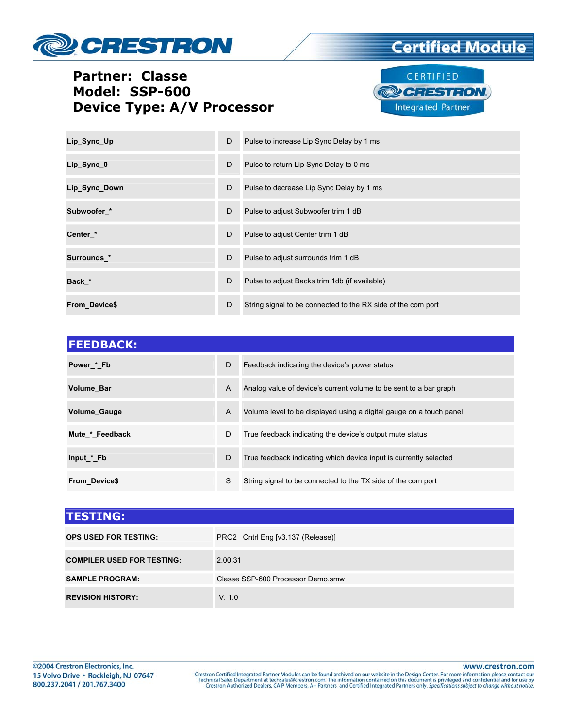**Partner: Classe**
**Model: SSP-600**
**Device Type: A/V Processor**

| | | |
|---|---|---|
| **Lip_Sync_Up** | D | Pulse to increase Lip Sync Delay by 1 ms |
| **Lip_Sync_0** | D | Pulse to return Lip Sync Delay to 0 ms |
| **Lip_Sync_Down** | D | Pulse to decrease Lip Sync Delay by 1 ms |
| **Subwoofer_*** | D | Pulse to adjust Subwoofer trim 1 dB |
| **Center_*** | D | Pulse to adjust Center trim 1 dB |
| **Surrounds_*** | D | Pulse to adjust surrounds trim 1 dB |
| **Back_*** | D | Pulse to adjust Backs trim 1db (if available) |
| **From_Device$** | D | String signal to be connected to the RX side of the com port |

## FEEDBACK:

| | | |
|---|---|---|
| **Power_*_Fb** | D | Feedback indicating the device's power status |
| **Volume_Bar** | A | Analog value of device's current volume to be sent to a bar graph |
| **Volume_Gauge** | A | Volume level to be displayed using a digital gauge on a touch panel |
| **Mute_*_Feedback** | D | True feedback indicating the device's output mute status |
| **Input_*_Fb** | D | True feedback indicating which device input is currently selected |
| **From_Device$** | S | String signal to be connected to the TX side of the com port |

## TESTING:

| | |
|---|---|
| **OPS USED FOR TESTING:** | PRO2 Cntrl Eng [v3.137 (Release)] |
| **COMPILER USED FOR TESTING:** | 2.00.31 |
| **SAMPLE PROGRAM:** | Classe SSP-600 Processor Demo.smw |
| **REVISION HISTORY:** | V. 1.0 |